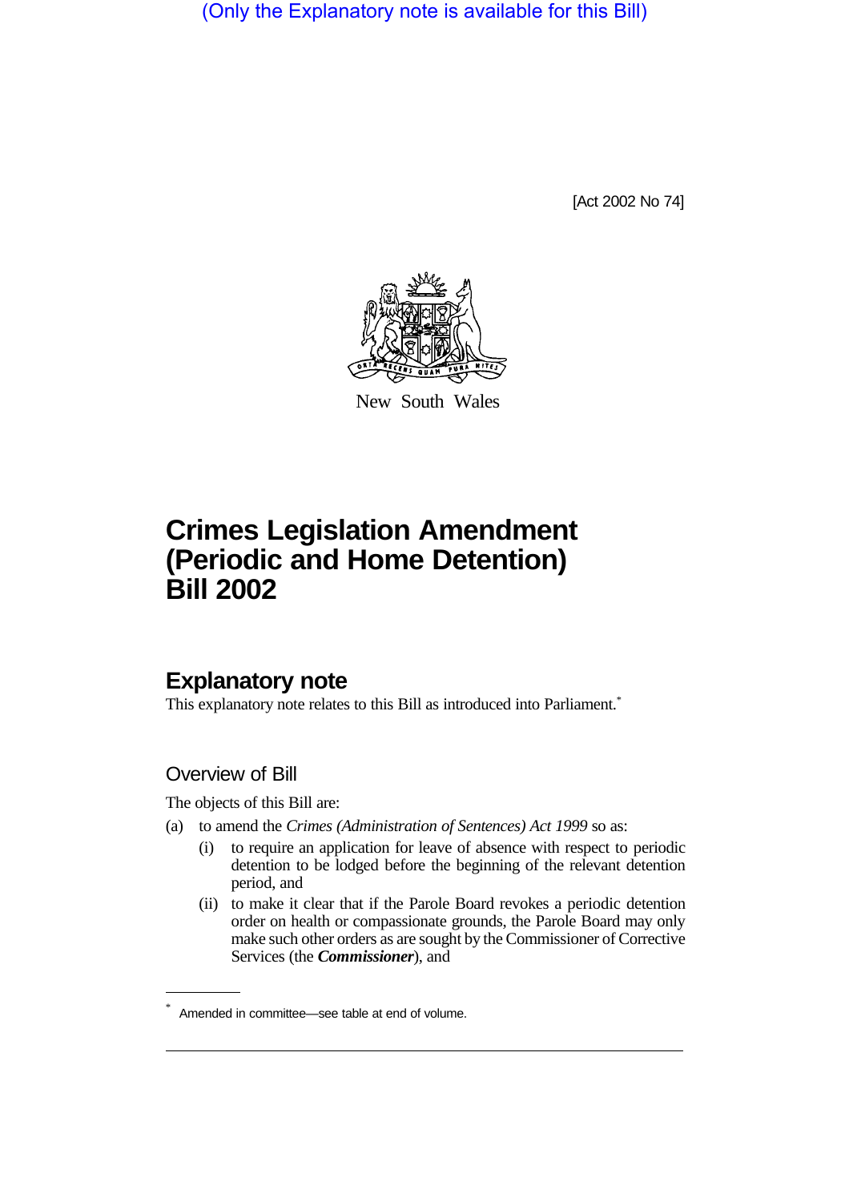(Only the Explanatory note is available for this Bill)

[Act 2002 No 74]

New South Wales

# Crimes Legislation Amendment (Periodic and Home Detention) Bill 2002

## Explanatory note

This explanatory note relates to this Bill as introduced into Parliament.*

### Overview of Bill

The objects of this Bill are:

(a) to amend the *Crimes (Administration of Sentences) Act 1999* so as:

  (i) to require an application for leave of absence with respect to periodic detention to be lodged before the beginning of the relevant detention period, and

  (ii) to make it clear that if the Parole Board revokes a periodic detention order on health or compassionate grounds, the Parole Board may only make such other orders as are sought by the Commissioner of Corrective Services (the ***Commissioner***), and

* Amended in committee—see table at end of volume.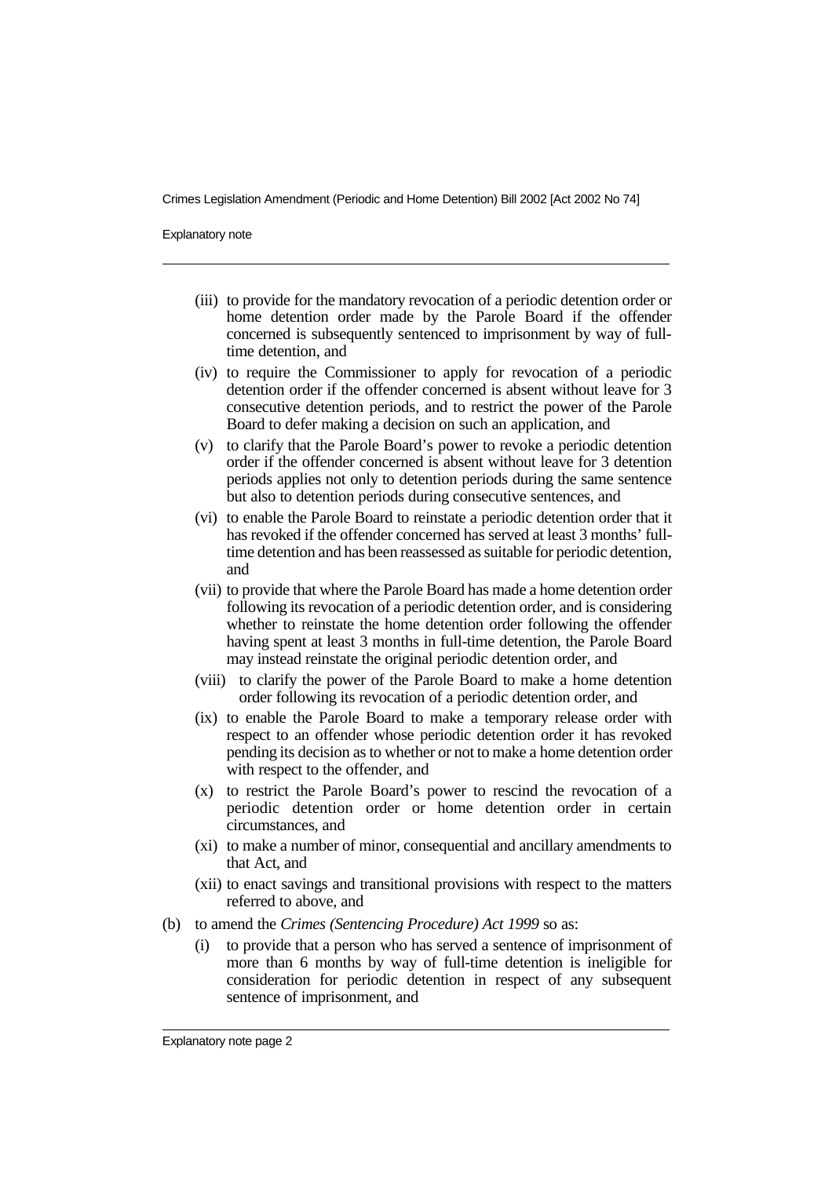(iii) to provide for the mandatory revocation of a periodic detention order or home detention order made by the Parole Board if the offender concerned is subsequently sentenced to imprisonment by way of full-time detention, and

(iv) to require the Commissioner to apply for revocation of a periodic detention order if the offender concerned is absent without leave for 3 consecutive detention periods, and to restrict the power of the Parole Board to defer making a decision on such an application, and

(v) to clarify that the Parole Board's power to revoke a periodic detention order if the offender concerned is absent without leave for 3 detention periods applies not only to detention periods during the same sentence but also to detention periods during consecutive sentences, and

(vi) to enable the Parole Board to reinstate a periodic detention order that it has revoked if the offender concerned has served at least 3 months' full-time detention and has been reassessed as suitable for periodic detention, and

(vii) to provide that where the Parole Board has made a home detention order following its revocation of a periodic detention order, and is considering whether to reinstate the home detention order following the offender having spent at least 3 months in full-time detention, the Parole Board may instead reinstate the original periodic detention order, and

(viii) to clarify the power of the Parole Board to make a home detention order following its revocation of a periodic detention order, and

(ix) to enable the Parole Board to make a temporary release order with respect to an offender whose periodic detention order it has revoked pending its decision as to whether or not to make a home detention order with respect to the offender, and

(x) to restrict the Parole Board's power to rescind the revocation of a periodic detention order or home detention order in certain circumstances, and

(xi) to make a number of minor, consequential and ancillary amendments to that Act, and

(xii) to enact savings and transitional provisions with respect to the matters referred to above, and

(b) to amend the *Crimes (Sentencing Procedure) Act 1999* so as:

(i) to provide that a person who has served a sentence of imprisonment of more than 6 months by way of full-time detention is ineligible for consideration for periodic detention in respect of any subsequent sentence of imprisonment, and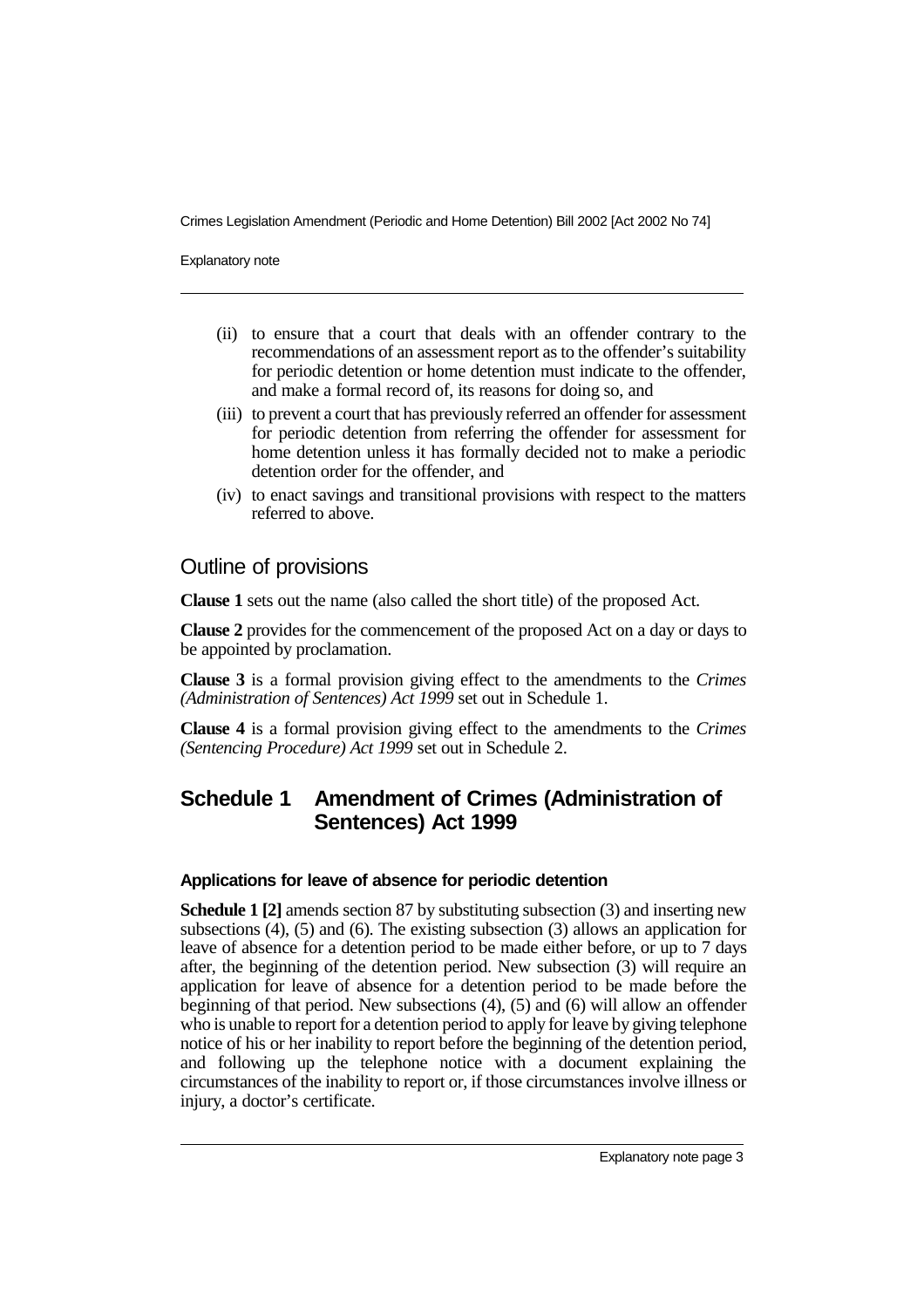(ii) to ensure that a court that deals with an offender contrary to the recommendations of an assessment report as to the offender's suitability for periodic detention or home detention must indicate to the offender, and make a formal record of, its reasons for doing so, and

(iii) to prevent a court that has previously referred an offender for assessment for periodic detention from referring the offender for assessment for home detention unless it has formally decided not to make a periodic detention order for the offender, and

(iv) to enact savings and transitional provisions with respect to the matters referred to above.

## Outline of provisions

**Clause 1** sets out the name (also called the short title) of the proposed Act.

**Clause 2** provides for the commencement of the proposed Act on a day or days to be appointed by proclamation.

**Clause 3** is a formal provision giving effect to the amendments to the *Crimes (Administration of Sentences) Act 1999* set out in Schedule 1.

**Clause 4** is a formal provision giving effect to the amendments to the *Crimes (Sentencing Procedure) Act 1999* set out in Schedule 2.

## Schedule 1 Amendment of Crimes (Administration of Sentences) Act 1999

#### Applications for leave of absence for periodic detention

**Schedule 1 [2]** amends section 87 by substituting subsection (3) and inserting new subsections (4), (5) and (6). The existing subsection (3) allows an application for leave of absence for a detention period to be made either before, or up to 7 days after, the beginning of the detention period. New subsection (3) will require an application for leave of absence for a detention period to be made before the beginning of that period. New subsections (4), (5) and (6) will allow an offender who is unable to report for a detention period to apply for leave by giving telephone notice of his or her inability to report before the beginning of the detention period, and following up the telephone notice with a document explaining the circumstances of the inability to report or, if those circumstances involve illness or injury, a doctor's certificate.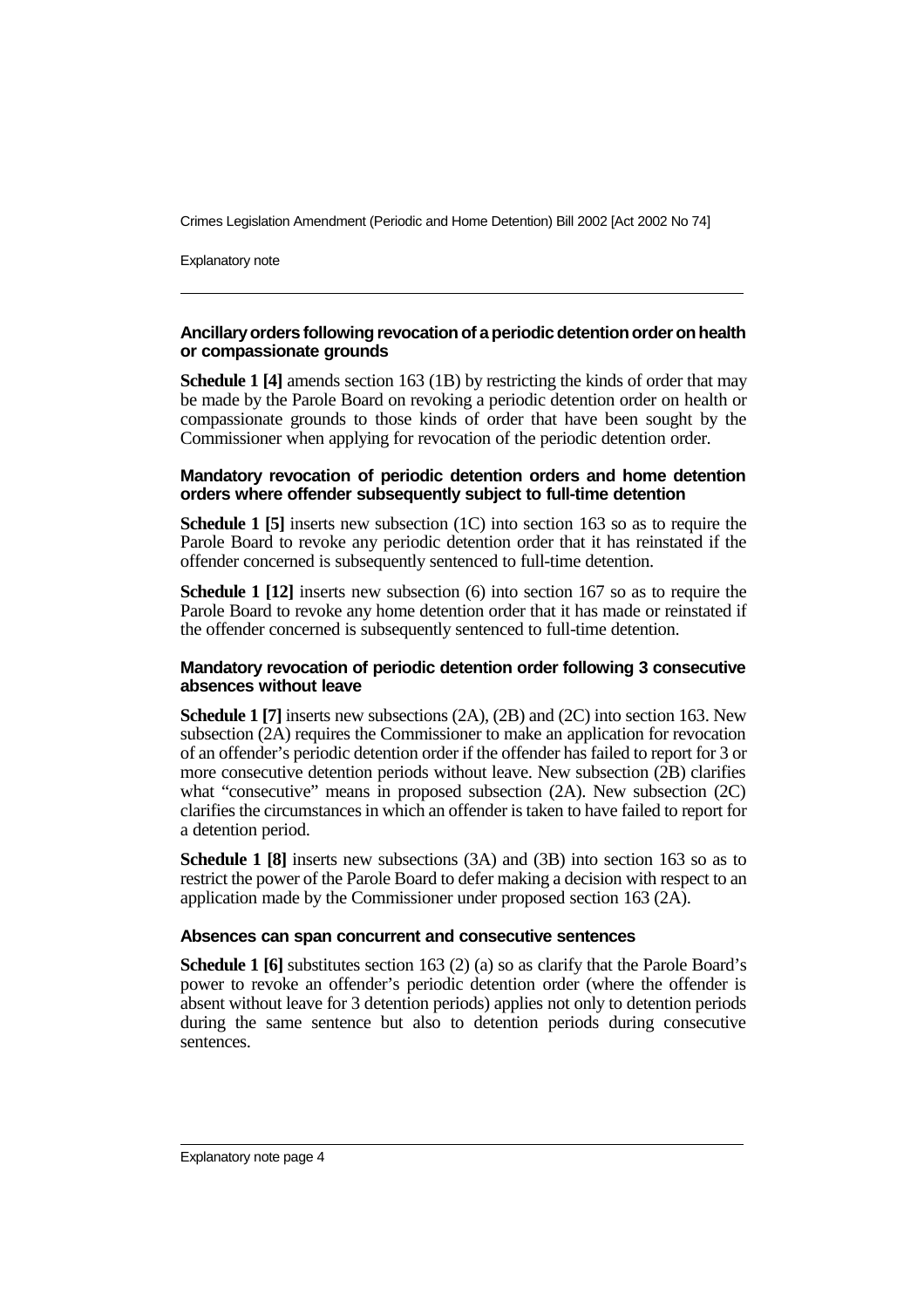### Ancillary orders following revocation of a periodic detention order on health or compassionate grounds

**Schedule 1 [4]** amends section 163 (1B) by restricting the kinds of order that may be made by the Parole Board on revoking a periodic detention order on health or compassionate grounds to those kinds of order that have been sought by the Commissioner when applying for revocation of the periodic detention order.

### Mandatory revocation of periodic detention orders and home detention orders where offender subsequently subject to full-time detention

**Schedule 1 [5]** inserts new subsection (1C) into section 163 so as to require the Parole Board to revoke any periodic detention order that it has reinstated if the offender concerned is subsequently sentenced to full-time detention.

**Schedule 1 [12]** inserts new subsection (6) into section 167 so as to require the Parole Board to revoke any home detention order that it has made or reinstated if the offender concerned is subsequently sentenced to full-time detention.

### Mandatory revocation of periodic detention order following 3 consecutive absences without leave

**Schedule 1 [7]** inserts new subsections (2A), (2B) and (2C) into section 163. New subsection (2A) requires the Commissioner to make an application for revocation of an offender's periodic detention order if the offender has failed to report for 3 or more consecutive detention periods without leave. New subsection (2B) clarifies what "consecutive" means in proposed subsection (2A). New subsection (2C) clarifies the circumstances in which an offender is taken to have failed to report for a detention period.

**Schedule 1 [8]** inserts new subsections (3A) and (3B) into section 163 so as to restrict the power of the Parole Board to defer making a decision with respect to an application made by the Commissioner under proposed section 163 (2A).

### Absences can span concurrent and consecutive sentences

**Schedule 1 [6]** substitutes section 163 (2) (a) so as clarify that the Parole Board's power to revoke an offender's periodic detention order (where the offender is absent without leave for 3 detention periods) applies not only to detention periods during the same sentence but also to detention periods during consecutive sentences.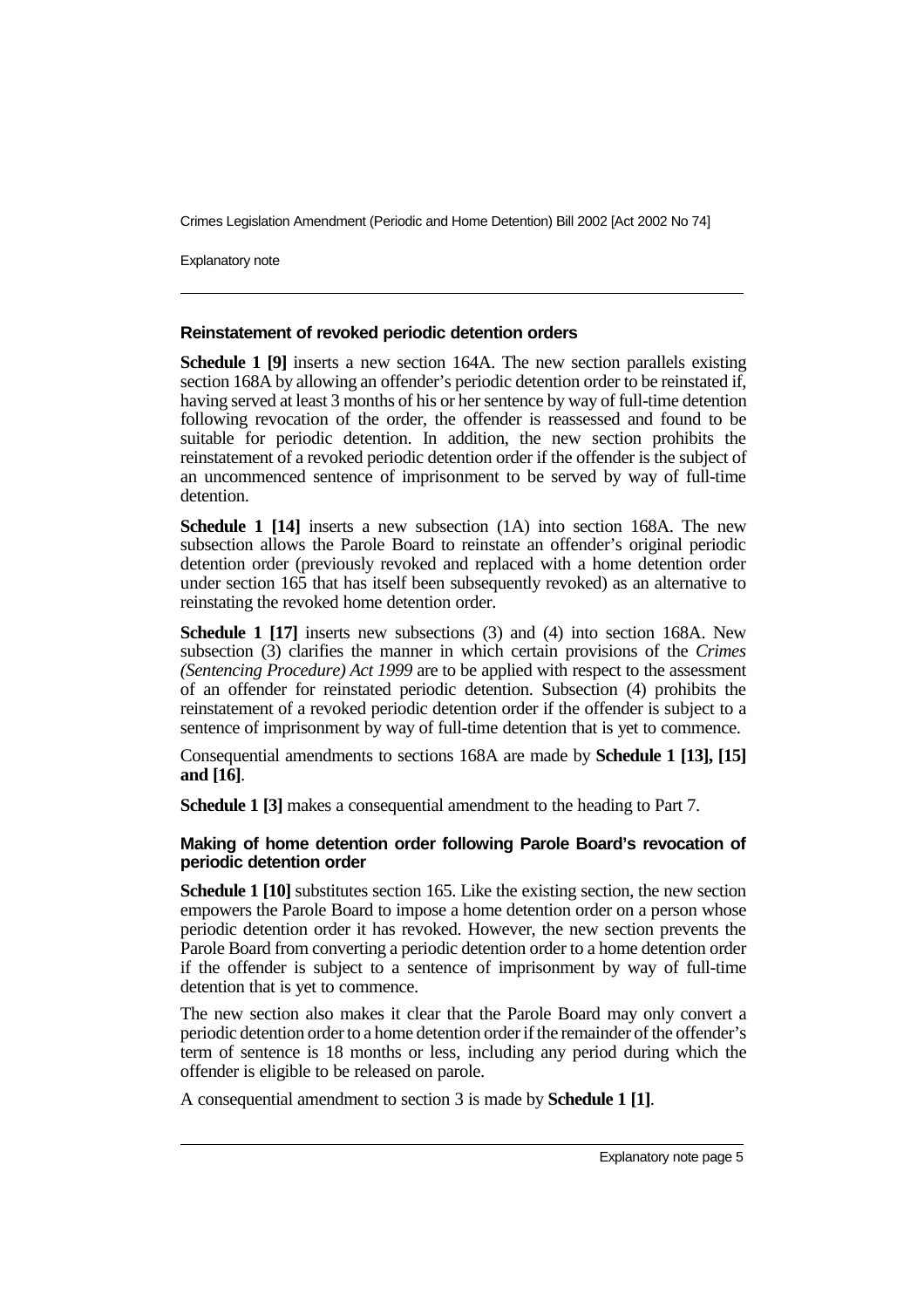### Reinstatement of revoked periodic detention orders

**Schedule 1 [9]** inserts a new section 164A. The new section parallels existing section 168A by allowing an offender's periodic detention order to be reinstated if, having served at least 3 months of his or her sentence by way of full-time detention following revocation of the order, the offender is reassessed and found to be suitable for periodic detention. In addition, the new section prohibits the reinstatement of a revoked periodic detention order if the offender is the subject of an uncommenced sentence of imprisonment to be served by way of full-time detention.

**Schedule 1 [14]** inserts a new subsection (1A) into section 168A. The new subsection allows the Parole Board to reinstate an offender's original periodic detention order (previously revoked and replaced with a home detention order under section 165 that has itself been subsequently revoked) as an alternative to reinstating the revoked home detention order.

**Schedule 1 [17]** inserts new subsections (3) and (4) into section 168A. New subsection (3) clarifies the manner in which certain provisions of the *Crimes (Sentencing Procedure) Act 1999* are to be applied with respect to the assessment of an offender for reinstated periodic detention. Subsection (4) prohibits the reinstatement of a revoked periodic detention order if the offender is subject to a sentence of imprisonment by way of full-time detention that is yet to commence.

Consequential amendments to sections 168A are made by **Schedule 1 [13], [15] and [16]**.

**Schedule 1 [3]** makes a consequential amendment to the heading to Part 7.

### Making of home detention order following Parole Board's revocation of periodic detention order

**Schedule 1 [10]** substitutes section 165. Like the existing section, the new section empowers the Parole Board to impose a home detention order on a person whose periodic detention order it has revoked. However, the new section prevents the Parole Board from converting a periodic detention order to a home detention order if the offender is subject to a sentence of imprisonment by way of full-time detention that is yet to commence.

The new section also makes it clear that the Parole Board may only convert a periodic detention order to a home detention order if the remainder of the offender's term of sentence is 18 months or less, including any period during which the offender is eligible to be released on parole.

A consequential amendment to section 3 is made by **Schedule 1 [1]**.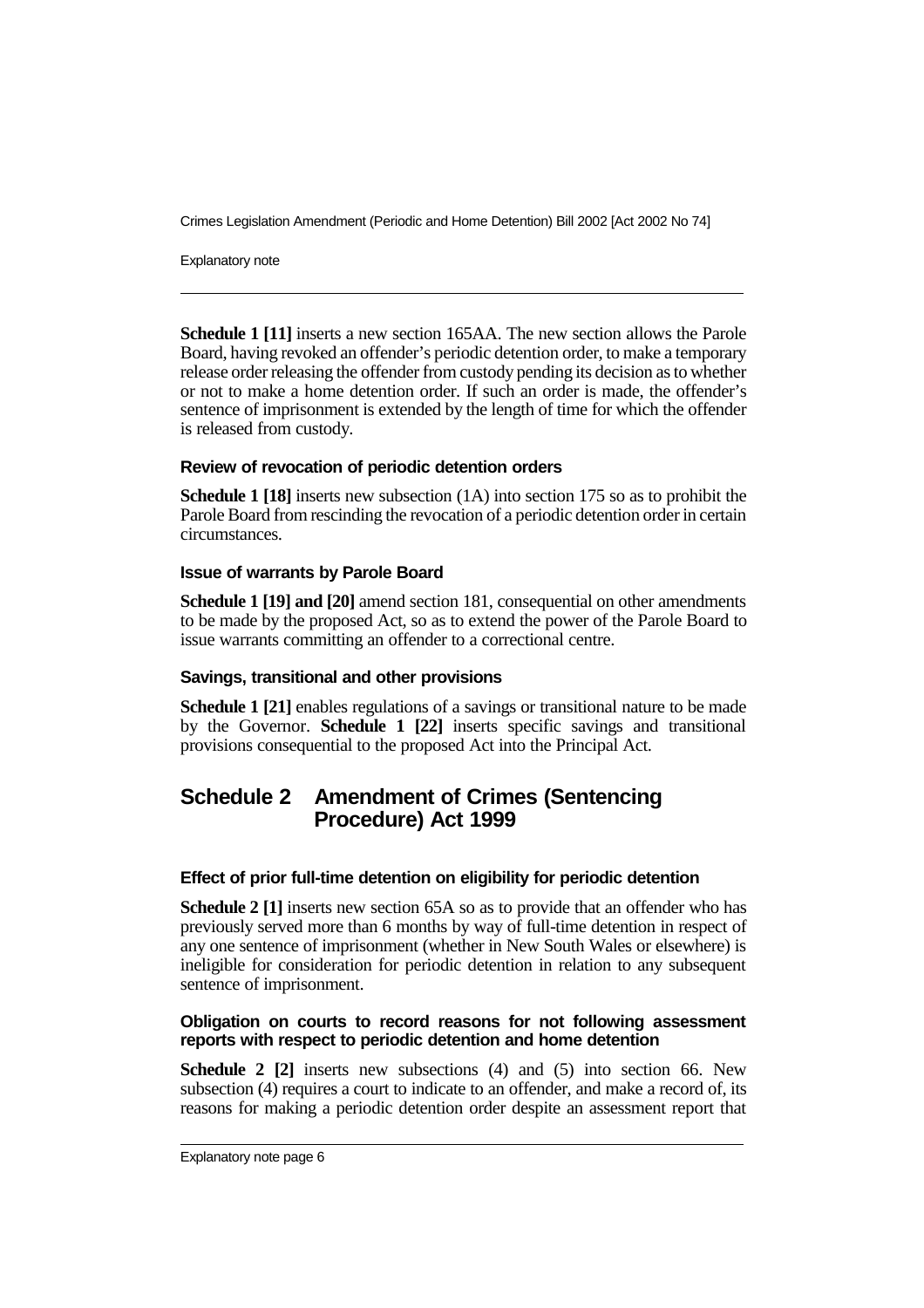**Schedule 1 [11]** inserts a new section 165AA. The new section allows the Parole Board, having revoked an offender's periodic detention order, to make a temporary release order releasing the offender from custody pending its decision as to whether or not to make a home detention order. If such an order is made, the offender's sentence of imprisonment is extended by the length of time for which the offender is released from custody.

### Review of revocation of periodic detention orders

**Schedule 1 [18]** inserts new subsection (1A) into section 175 so as to prohibit the Parole Board from rescinding the revocation of a periodic detention order in certain circumstances.

### Issue of warrants by Parole Board

**Schedule 1 [19] and [20]** amend section 181, consequential on other amendments to be made by the proposed Act, so as to extend the power of the Parole Board to issue warrants committing an offender to a correctional centre.

### Savings, transitional and other provisions

**Schedule 1 [21]** enables regulations of a savings or transitional nature to be made by the Governor. **Schedule 1 [22]** inserts specific savings and transitional provisions consequential to the proposed Act into the Principal Act.

## Schedule 2 Amendment of Crimes (Sentencing Procedure) Act 1999

### Effect of prior full-time detention on eligibility for periodic detention

**Schedule 2 [1]** inserts new section 65A so as to provide that an offender who has previously served more than 6 months by way of full-time detention in respect of any one sentence of imprisonment (whether in New South Wales or elsewhere) is ineligible for consideration for periodic detention in relation to any subsequent sentence of imprisonment.

### Obligation on courts to record reasons for not following assessment reports with respect to periodic detention and home detention

**Schedule 2 [2]** inserts new subsections (4) and (5) into section 66. New subsection (4) requires a court to indicate to an offender, and make a record of, its reasons for making a periodic detention order despite an assessment report that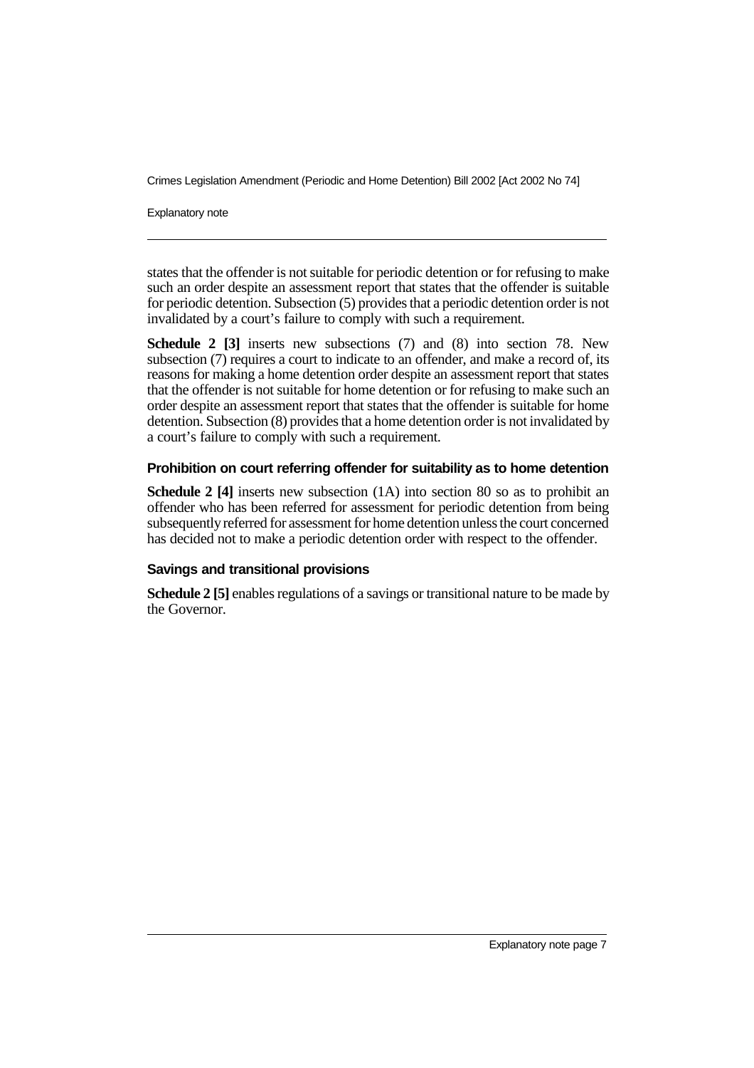states that the offender is not suitable for periodic detention or for refusing to make such an order despite an assessment report that states that the offender is suitable for periodic detention. Subsection (5) provides that a periodic detention order is not invalidated by a court's failure to comply with such a requirement.

**Schedule 2 [3]** inserts new subsections (7) and (8) into section 78. New subsection (7) requires a court to indicate to an offender, and make a record of, its reasons for making a home detention order despite an assessment report that states that the offender is not suitable for home detention or for refusing to make such an order despite an assessment report that states that the offender is suitable for home detention. Subsection (8) provides that a home detention order is not invalidated by a court's failure to comply with such a requirement.

### Prohibition on court referring offender for suitability as to home detention

**Schedule 2 [4]** inserts new subsection (1A) into section 80 so as to prohibit an offender who has been referred for assessment for periodic detention from being subsequently referred for assessment for home detention unless the court concerned has decided not to make a periodic detention order with respect to the offender.

### Savings and transitional provisions

**Schedule 2 [5]** enables regulations of a savings or transitional nature to be made by the Governor.